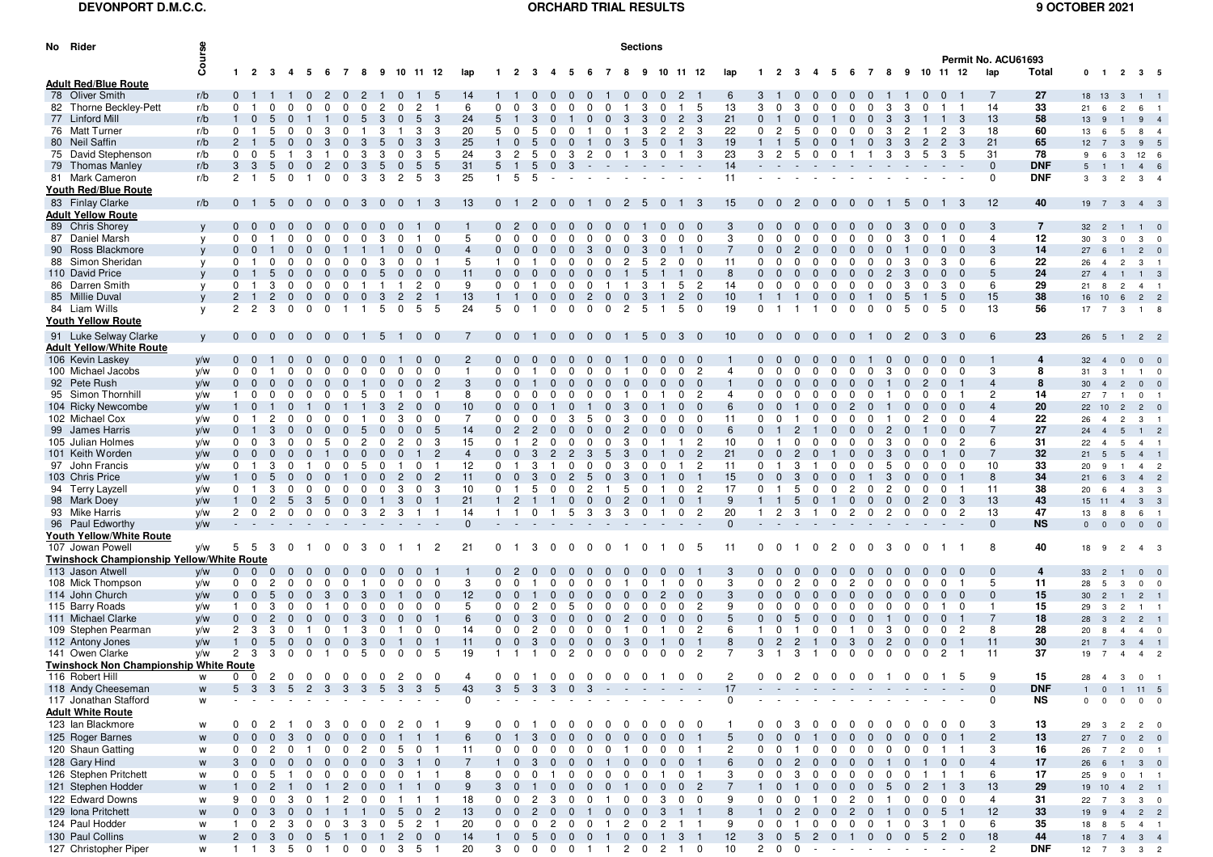# DEVONPORT D.M.C.C. — ORCHARD TRIAL RESULTS — 9 OCTOBER 2021

Permit No. ACU61693

| No | Rider | Course | 1 | 2 | 3 | 4 | 5 | 6 | 7 | 8 | 9 | 10 | 11 | 12 | lap | 1 | 2 | 3 | 4 | 5 | 6 | 7 | 8 | 9 | 10 | 11 | 12 | lap | 1 | 2 | 3 | 4 | 5 | 6 | 7 | 8 | 9 | 10 | 11 | 12 | lap | Total | 0 | 1 | 2 | 3 | 5 |
|---|---|---|---|---|---|---|---|---|---|---|---|---|---|---|---|---|---|---|---|---|---|---|---|---|---|---|---|---|---|---|---|---|---|---|---|---|---|---|---|---|---|---|---|---|---|---|---|
| **Adult Red/Blue Route** | | | | | | | | | | | | | | | | | | | | | | | | | | | | | | | | | | | | | | | | | | | | | | | |
| 78 | Oliver Smith | r/b | 0 | 1 | 1 | 1 | 0 | 2 | 0 | 2 | 1 | 0 | 1 | 5 | 14 | 1 | 1 | 0 | 0 | 0 | 0 | 1 | 0 | 0 | 0 | 2 | 1 | 6 | 3 | 1 | 0 | 0 | 0 | 0 | 0 | 1 | 1 | 0 | 0 | 1 | 7 | 27 | 18 | 13 | 3 | 1 | 1 |
| 82 | Thorne Beckley-Pett | r/b | 0 | 1 | 0 | 0 | 0 | 0 | 0 | 0 | 2 | 0 | 2 | 1 | 6 | 0 | 0 | 3 | 0 | 0 | 0 | 0 | 1 | 3 | 0 | 1 | 5 | 13 | 3 | 0 | 3 | 0 | 0 | 0 | 0 | 3 | 3 | 0 | 1 | 1 | 14 | 33 | 21 | 6 | 2 | 6 | 1 |
| 77 | Linford Mill | r/b | 1 | 0 | 5 | 0 | 1 | 1 | 0 | 5 | 3 | 0 | 5 | 3 | 24 | 5 | 1 | 3 | 0 | 1 | 0 | 0 | 3 | 3 | 0 | 2 | 3 | 21 | 0 | 1 | 0 | 0 | 1 | 0 | 0 | 3 | 3 | 1 | 1 | 3 | 13 | 58 | 13 | 9 | 1 | 9 | 4 |
| 76 | Matt Turner | r/b | 0 | 1 | 5 | 0 | 0 | 3 | 0 | 1 | 3 | 1 | 3 | 3 | 20 | 5 | 0 | 5 | 0 | 0 | 1 | 0 | 1 | 3 | 2 | 2 | 3 | 22 | 0 | 2 | 5 | 0 | 0 | 0 | 0 | 3 | 2 | 1 | 2 | 3 | 18 | 60 | 13 | 6 | 5 | 8 | 4 |
| 80 | Neil Saffin | r/b | 2 | 1 | 5 | 0 | 0 | 3 | 0 | 3 | 5 | 0 | 3 | 3 | 25 | 1 | 0 | 5 | 0 | 0 | 1 | 0 | 3 | 5 | 0 | 1 | 3 | 19 | 1 | 1 | 5 | 0 | 0 | 1 | 0 | 3 | 3 | 2 | 2 | 3 | 21 | 65 | 12 | 7 | 3 | 9 | 5 |
| 75 | David Stephenson | r/b | 0 | 0 | 5 | 1 | 3 | 1 | 0 | 3 | 3 | 0 | 3 | 5 | 24 | 3 | 2 | 5 | 0 | 3 | 2 | 0 | 1 | 3 | 0 | 1 | 3 | 23 | 3 | 2 | 5 | 0 | 0 | 1 | 1 | 3 | 3 | 5 | 3 | 5 | 31 | 78 | 9 | 6 | 3 | 12 | 6 |
| 79 | Thomas Manley | r/b | 3 | 3 | 5 | 0 | 0 | 2 | 0 | 3 | 5 | 0 | 5 | 5 | 31 | 5 | 1 | 5 | 0 | 3 | - | - | - | - | - | - | - | 14 | - | - | - | - | - | - | - | - | - | - | - | - | 0 | DNF | 5 | 1 | 1 | 4 | 6 |
| 81 | Mark Cameron | r/b | 2 | 1 | 5 | 0 | 1 | 0 | 0 | 3 | 3 | 2 | 5 | 3 | 25 | 1 | 5 | 5 | - | - | - | - | - | - | - | - | - | 11 | - | - | - | - | - | - | - | - | - | - | - | - | 0 | DNF | 3 | 3 | 2 | 3 | 4 |
| **Youth Red/Blue Route** | | | | | | | | | | | | | | | | | | | | | | | | | | | | | | | | | | | | | | | | | | | | | | | |
| 83 | Finlay Clarke | r/b | 0 | 1 | 5 | 0 | 0 | 0 | 0 | 3 | 0 | 0 | 1 | 3 | 13 | 0 | 1 | 2 | 0 | 0 | 1 | 0 | 2 | 5 | 0 | 1 | 3 | 15 | 0 | 0 | 2 | 0 | 0 | 0 | 0 | 1 | 5 | 0 | 1 | 3 | 12 | 40 | 19 | 7 | 3 | 4 | 3 |
| **Adult Yellow Route** | | | | | | | | | | | | | | | | | | | | | | | | | | | | | | | | | | | | | | | | | | | | | | | |
| 89 | Chris Shorey | y | 0 | 0 | 0 | 0 | 0 | 0 | 0 | 0 | 0 | 0 | 1 | 0 | 1 | 0 | 2 | 0 | 0 | 0 | 0 | 0 | 0 | 1 | 0 | 0 | 0 | 3 | 0 | 0 | 0 | 0 | 0 | 0 | 0 | 0 | 3 | 0 | 0 | 0 | 3 | 7 | 32 | 2 | 1 | 1 | 0 |
| 87 | Daniel Marsh | y | 0 | 0 | 1 | 0 | 0 | 0 | 0 | 0 | 3 | 0 | 1 | 0 | 5 | 0 | 0 | 0 | 0 | 0 | 0 | 0 | 0 | 3 | 0 | 0 | 0 | 3 | 0 | 0 | 0 | 0 | 0 | 0 | 0 | 0 | 3 | 0 | 1 | 0 | 4 | 12 | 30 | 3 | 0 | 3 | 0 |
| 90 | Ross Blackmore | y | 0 | 0 | 1 | 0 | 0 | 0 | 1 | 1 | 1 | 0 | 0 | 0 | 4 | 0 | 0 | 0 | 0 | 0 | 3 | 0 | 0 | 3 | 0 | 1 | 0 | 7 | 0 | 0 | 2 | 0 | 0 | 0 | 0 | 0 | 1 | 0 | 0 | 0 | 3 | 14 | 27 | 6 | 1 | 2 | 0 |
| 88 | Simon Sheridan | y | 0 | 1 | 0 | 0 | 0 | 0 | 0 | 0 | 3 | 0 | 0 | 1 | 5 | 1 | 0 | 1 | 0 | 0 | 0 | 0 | 2 | 5 | 2 | 0 | 0 | 11 | 0 | 0 | 0 | 0 | 0 | 0 | 0 | 0 | 3 | 0 | 3 | 0 | 6 | 22 | 26 | 4 | 2 | 3 | 1 |
| 110 | David Price | y | 0 | 1 | 5 | 0 | 0 | 0 | 0 | 0 | 5 | 0 | 0 | 0 | 11 | 0 | 0 | 0 | 0 | 0 | 0 | 0 | 1 | 5 | 1 | 1 | 0 | 8 | 0 | 0 | 0 | 0 | 0 | 0 | 0 | 2 | 3 | 0 | 0 | 0 | 5 | 24 | 27 | 4 | 1 | 1 | 3 |
| 86 | Darren Smith | y | 0 | 1 | 3 | 0 | 0 | 0 | 0 | 1 | 1 | 1 | 2 | 0 | 9 | 0 | 0 | 1 | 0 | 0 | 0 | 1 | 1 | 3 | 1 | 5 | 2 | 14 | 0 | 0 | 0 | 0 | 0 | 0 | 0 | 0 | 3 | 0 | 3 | 0 | 6 | 29 | 21 | 8 | 2 | 4 | 1 |
| 85 | Millie Duval | y | 2 | 1 | 2 | 0 | 0 | 0 | 0 | 0 | 3 | 2 | 2 | 1 | 13 | 1 | 1 | 0 | 0 | 0 | 2 | 0 | 0 | 3 | 1 | 2 | 0 | 10 | 1 | 1 | 1 | 0 | 0 | 0 | 1 | 0 | 5 | 1 | 5 | 0 | 15 | 38 | 16 | 10 | 6 | 2 | 2 |
| 84 | Liam Wills | y | 2 | 2 | 3 | 0 | 0 | 0 | 1 | 1 | 5 | 0 | 5 | 5 | 24 | 5 | 0 | 1 | 0 | 0 | 0 | 0 | 2 | 5 | 1 | 5 | 0 | 19 | 0 | 1 | 1 | 1 | 0 | 0 | 0 | 0 | 5 | 0 | 5 | 0 | 13 | 56 | 17 | 7 | 3 | 1 | 8 |
| **Youth Yellow Route** | | | | | | | | | | | | | | | | | | | | | | | | | | | | | | | | | | | | | | | | | | | | | | | |
| 91 | Luke Selway Clarke | y | 0 | 0 | 0 | 0 | 0 | 0 | 0 | 1 | 5 | 1 | 0 | 0 | 7 | 0 | 0 | 1 | 0 | 0 | 0 | 0 | 1 | 5 | 0 | 3 | 0 | 10 | 0 | 0 | 0 | 0 | 0 | 0 | 1 | 0 | 2 | 0 | 3 | 0 | 6 | 23 | 26 | 5 | 1 | 2 | 2 |
| **Adult Yellow/White Route** | | | | | | | | | | | | | | | | | | | | | | | | | | | | | | | | | | | | | | | | | | | | | | | |
| 106 | Kevin Laskey | y/w | 0 | 0 | 1 | 0 | 0 | 0 | 0 | 0 | 0 | 1 | 0 | 0 | 2 | 0 | 0 | 0 | 0 | 0 | 0 | 0 | 1 | 0 | 0 | 0 | 0 | 1 | 0 | 0 | 0 | 0 | 0 | 0 | 1 | 0 | 0 | 0 | 0 | 0 | 1 | 4 | 32 | 4 | 0 | 0 | 0 |
| 100 | Michael Jacobs | y/w | 0 | 0 | 1 | 0 | 0 | 0 | 0 | 0 | 0 | 0 | 0 | 0 | 1 | 0 | 0 | 1 | 0 | 0 | 0 | 0 | 1 | 0 | 0 | 0 | 2 | 4 | 0 | 0 | 0 | 0 | 0 | 0 | 0 | 3 | 0 | 0 | 0 | 0 | 3 | 8 | 31 | 3 | 1 | 1 | 0 |
| 92 | Pete Rush | y/w | 0 | 0 | 0 | 0 | 0 | 0 | 0 | 1 | 0 | 0 | 0 | 2 | 3 | 0 | 0 | 1 | 0 | 0 | 0 | 0 | 0 | 0 | 0 | 0 | 0 | 1 | 0 | 0 | 0 | 0 | 0 | 0 | 0 | 1 | 0 | 2 | 0 | 1 | 4 | 8 | 30 | 4 | 2 | 0 | 0 |
| 95 | Simon Thornhill | y/w | 1 | 0 | 0 | 0 | 0 | 0 | 0 | 5 | 0 | 1 | 0 | 1 | 8 | 0 | 0 | 0 | 0 | 0 | 0 | 0 | 1 | 0 | 1 | 0 | 2 | 4 | 0 | 0 | 0 | 0 | 0 | 0 | 0 | 1 | 0 | 0 | 0 | 1 | 2 | 14 | 27 | 7 | 1 | 0 | 1 |
| 104 | Ricky Newcombe | y/w | 1 | 0 | 1 | 0 | 1 | 0 | 1 | 1 | 3 | 2 | 0 | 0 | 10 | 0 | 0 | 0 | 1 | 0 | 1 | 0 | 3 | 0 | 1 | 0 | 0 | 6 | 0 | 0 | 1 | 0 | 0 | 2 | 0 | 1 | 0 | 0 | 0 | 0 | 4 | 20 | 22 | 10 | 2 | 2 | 0 |
| 102 | Michael Cox | y/w | 0 | 1 | 2 | 0 | 0 | 0 | 0 | 1 | 0 | 3 | 0 | 0 | 7 | 0 | 0 | 0 | 0 | 3 | 5 | 0 | 3 | 0 | 0 | 0 | 0 | 11 | 0 | 0 | 1 | 0 | 0 | 0 | 0 | 1 | 0 | 2 | 0 | 0 | 4 | 22 | 26 | 4 | 2 | 3 | 1 |
| 99 | James Harris | y/w | 0 | 1 | 3 | 0 | 0 | 0 | 0 | 5 | 0 | 0 | 0 | 5 | 14 | 0 | 2 | 2 | 0 | 0 | 0 | 0 | 2 | 0 | 0 | 0 | 0 | 6 | 0 | 1 | 2 | 1 | 0 | 0 | 0 | 2 | 0 | 1 | 0 | 0 | 7 | 27 | 24 | 4 | 5 | 1 | 2 |
| 105 | Julian Holmes | y/w | 0 | 0 | 3 | 0 | 0 | 5 | 0 | 2 | 0 | 2 | 0 | 3 | 15 | 0 | 1 | 2 | 0 | 0 | 0 | 0 | 3 | 0 | 1 | 1 | 2 | 10 | 0 | 1 | 0 | 0 | 0 | 0 | 0 | 3 | 0 | 0 | 0 | 2 | 6 | 31 | 22 | 4 | 5 | 4 | 1 |
| 101 | Keith Worden | y/w | 0 | 0 | 0 | 0 | 0 | 1 | 0 | 0 | 0 | 0 | 1 | 2 | 4 | 0 | 0 | 3 | 2 | 2 | 3 | 5 | 3 | 0 | 1 | 0 | 2 | 21 | 0 | 0 | 2 | 0 | 1 | 0 | 0 | 3 | 0 | 0 | 1 | 0 | 7 | 32 | 21 | 5 | 5 | 4 | 1 |
| 97 | John Francis | y/w | 0 | 1 | 3 | 0 | 1 | 0 | 0 | 5 | 0 | 1 | 0 | 1 | 12 | 0 | 1 | 3 | 1 | 0 | 0 | 0 | 3 | 0 | 0 | 1 | 2 | 11 | 0 | 1 | 3 | 1 | 0 | 0 | 0 | 5 | 0 | 0 | 0 | 0 | 10 | 33 | 20 | 9 | 1 | 4 | 2 |
| 103 | Chris Price | y/w | 1 | 0 | 5 | 0 | 0 | 0 | 1 | 0 | 0 | 2 | 0 | 2 | 11 | 0 | 0 | 3 | 0 | 2 | 5 | 0 | 3 | 0 | 1 | 0 | 1 | 15 | 0 | 0 | 3 | 0 | 0 | 0 | 1 | 3 | 0 | 0 | 0 | 1 | 8 | 34 | 21 | 6 | 3 | 4 | 2 |
| 94 | Terry Layzell | y/w | 0 | 1 | 3 | 0 | 0 | 0 | 0 | 0 | 0 | 3 | 0 | 3 | 10 | 0 | 1 | 5 | 0 | 0 | 2 | 1 | 5 | 0 | 1 | 0 | 2 | 17 | 0 | 1 | 5 | 0 | 0 | 2 | 0 | 2 | 0 | 0 | 0 | 1 | 11 | 38 | 20 | 6 | 4 | 3 | 3 |
| 98 | Mark Doey | y/w | 1 | 0 | 2 | 5 | 3 | 5 | 0 | 0 | 1 | 3 | 0 | 1 | 21 | 1 | 2 | 1 | 1 | 0 | 0 | 0 | 2 | 0 | 1 | 0 | 1 | 9 | 1 | 1 | 5 | 0 | 1 | 0 | 0 | 0 | 0 | 2 | 0 | 3 | 13 | 43 | 15 | 11 | 4 | 3 | 3 |
| 93 | Mike Harris | y/w | 2 | 0 | 2 | 0 | 0 | 0 | 0 | 3 | 2 | 3 | 1 | 1 | 14 | 1 | 1 | 0 | 1 | 5 | 3 | 3 | 3 | 0 | 1 | 0 | 2 | 20 | 1 | 2 | 3 | 1 | 0 | 2 | 0 | 2 | 0 | 0 | 0 | 2 | 13 | 47 | 13 | 8 | 8 | 6 | 1 |
| 96 | Paul Edworthy | y/w | - | - | - | - | - | - | - | - | - | - | - | - | 0 | - | - | - | - | - | - | - | - | - | - | - | - | 0 | - | - | - | - | - | - | - | - | - | - | - | - | 0 | NS | 0 | 0 | 0 | 0 | 0 |
| **Youth Yellow/White Route** | | | | | | | | | | | | | | | | | | | | | | | | | | | | | | | | | | | | | | | | | | | | | | | |
| 107 | Jowan Powell | y/w | 5 | 5 | 3 | 0 | 1 | 0 | 0 | 3 | 0 | 1 | 1 | 2 | 21 | 0 | 1 | 3 | 0 | 0 | 0 | 0 | 1 | 0 | 1 | 0 | 5 | 11 | 0 | 0 | 1 | 0 | 2 | 0 | 0 | 3 | 0 | 0 | 1 | 1 | 8 | 40 | 18 | 9 | 2 | 4 | 3 |
| **Twinshock Championship Yellow/White Route** | | | | | | | | | | | | | | | | | | | | | | | | | | | | | | | | | | | | | | | | | | | | | | | |
| 113 | Jason Atwell | y/w | 0 | 0 | 0 | 0 | 0 | 0 | 0 | 0 | 0 | 0 | 0 | 1 | 1 | 0 | 2 | 0 | 0 | 0 | 0 | 0 | 0 | 0 | 0 | 0 | 1 | 3 | 0 | 0 | 0 | 0 | 0 | 0 | 0 | 0 | 0 | 0 | 0 | 0 | 0 | 4 | 33 | 2 | 1 | 0 | 0 |
| 108 | Mick Thompson | y/w | 0 | 0 | 2 | 0 | 0 | 0 | 0 | 1 | 0 | 0 | 0 | 0 | 3 | 0 | 0 | 1 | 0 | 0 | 0 | 0 | 1 | 0 | 1 | 0 | 0 | 3 | 0 | 0 | 2 | 0 | 0 | 2 | 0 | 0 | 0 | 0 | 0 | 1 | 5 | 11 | 28 | 5 | 3 | 0 | 0 |
| 114 | John Church | y/w | 0 | 0 | 5 | 0 | 0 | 3 | 0 | 3 | 0 | 1 | 0 | 0 | 12 | 0 | 0 | 1 | 0 | 0 | 0 | 0 | 0 | 0 | 2 | 0 | 0 | 3 | 0 | 0 | 0 | 0 | 0 | 0 | 0 | 0 | 0 | 0 | 0 | 0 | 0 | 15 | 30 | 2 | 1 | 2 | 1 |
| 115 | Barry Roads | y/w | 1 | 0 | 3 | 0 | 0 | 1 | 0 | 0 | 0 | 0 | 0 | 0 | 5 | 0 | 0 | 2 | 0 | 5 | 0 | 0 | 0 | 0 | 0 | 0 | 2 | 9 | 0 | 0 | 0 | 0 | 0 | 0 | 0 | 0 | 0 | 0 | 1 | 0 | 1 | 15 | 29 | 3 | 2 | 1 | 1 |
| 111 | Michael Clarke | y/w | 0 | 0 | 2 | 0 | 0 | 0 | 0 | 3 | 0 | 0 | 0 | 1 | 6 | 0 | 0 | 3 | 0 | 0 | 0 | 0 | 2 | 0 | 0 | 0 | 0 | 5 | 0 | 0 | 5 | 0 | 0 | 0 | 0 | 1 | 0 | 0 | 0 | 1 | 7 | 18 | 28 | 3 | 2 | 2 | 1 |
| 109 | Stephen Pearman | y/w | 2 | 3 | 3 | 0 | 1 | 0 | 1 | 3 | 0 | 1 | 0 | 0 | 14 | 0 | 0 | 2 | 0 | 0 | 0 | 0 | 1 | 0 | 1 | 0 | 2 | 6 | 1 | 0 | 1 | 0 | 0 | 1 | 0 | 3 | 0 | 0 | 0 | 2 | 8 | 28 | 20 | 8 | 4 | 4 | 0 |
| 112 | Antony Jones | y/w | 1 | 0 | 5 | 0 | 0 | 0 | 0 | 3 | 0 | 1 | 0 | 1 | 11 | 0 | 0 | 3 | 0 | 0 | 0 | 0 | 3 | 0 | 1 | 0 | 1 | 8 | 0 | 2 | 2 | 1 | 0 | 3 | 0 | 2 | 0 | 0 | 0 | 1 | 11 | 30 | 21 | 7 | 3 | 4 | 1 |
| 141 | Owen Clarke | y/w | 2 | 3 | 3 | 0 | 0 | 1 | 0 | 5 | 0 | 0 | 0 | 5 | 19 | 1 | 1 | 1 | 0 | 2 | 0 | 0 | 0 | 0 | 0 | 0 | 2 | 7 | 3 | 1 | 3 | 1 | 0 | 0 | 0 | 0 | 0 | 0 | 2 | 1 | 11 | 37 | 19 | 7 | 4 | 4 | 2 |
| **Twinshock Non Championship White Route** | | | | | | | | | | | | | | | | | | | | | | | | | | | | | | | | | | | | | | | | | | | | | | | |
| 116 | Robert Hill | w | 0 | 0 | 2 | 0 | 0 | 0 | 0 | 0 | 0 | 2 | 0 | 0 | 4 | 0 | 0 | 1 | 0 | 0 | 0 | 0 | 0 | 0 | 1 | 0 | 0 | 2 | 0 | 0 | 2 | 0 | 0 | 0 | 0 | 1 | 0 | 0 | 1 | 5 | 9 | 15 | 28 | 4 | 3 | 0 | 1 |
| 118 | Andy Cheeseman | w | 5 | 3 | 3 | 5 | 2 | 3 | 3 | 3 | 5 | 3 | 3 | 5 | 43 | 3 | 5 | 3 | 3 | 0 | 3 | - | - | - | - | - | - | 17 | - | - | - | - | - | - | - | - | - | - | - | - | 0 | DNF | 1 | 0 | 1 | 11 | 5 |
| 117 | Jonathan Stafford | w | - | - | - | - | - | - | - | - | - | - | - | - | 0 | - | - | - | - | - | - | - | - | - | - | - | - | 0 | - | - | - | - | - | - | - | - | - | - | - | - | 0 | NS | 0 | 0 | 0 | 0 | 0 |
| **Adult White Route** | | | | | | | | | | | | | | | | | | | | | | | | | | | | | | | | | | | | | | | | | | | | | | | |
| 123 | Ian Blackmore | w | 0 | 0 | 2 | 1 | 0 | 3 | 0 | 0 | 0 | 2 | 0 | 1 | 9 | 0 | 0 | 1 | 0 | 0 | 0 | 0 | 0 | 0 | 0 | 0 | 0 | 1 | 0 | 0 | 3 | 0 | 0 | 0 | 0 | 0 | 0 | 0 | 0 | 0 | 3 | 13 | 29 | 3 | 2 | 2 | 0 |
| 125 | Roger Barnes | w | 0 | 0 | 0 | 3 | 0 | 0 | 0 | 0 | 0 | 1 | 1 | 1 | 6 | 0 | 1 | 3 | 0 | 0 | 0 | 0 | 0 | 0 | 0 | 0 | 1 | 5 | 0 | 0 | 0 | 1 | 0 | 0 | 0 | 0 | 0 | 0 | 0 | 1 | 2 | 13 | 27 | 7 | 0 | 2 | 0 |
| 120 | Shaun Gatting | w | 0 | 0 | 2 | 0 | 1 | 0 | 0 | 2 | 0 | 5 | 0 | 1 | 11 | 0 | 0 | 0 | 0 | 0 | 0 | 0 | 1 | 0 | 0 | 0 | 1 | 2 | 0 | 0 | 1 | 0 | 0 | 0 | 0 | 0 | 0 | 0 | 1 | 1 | 3 | 16 | 26 | 7 | 2 | 0 | 1 |
| 128 | Gary Hind | w | 3 | 0 | 0 | 0 | 0 | 0 | 0 | 0 | 0 | 3 | 1 | 0 | 7 | 1 | 0 | 3 | 0 | 0 | 0 | 1 | 0 | 0 | 0 | 0 | 1 | 6 | 0 | 0 | 2 | 0 | 0 | 0 | 0 | 1 | 0 | 1 | 0 | 0 | 4 | 17 | 26 | 6 | 1 | 3 | 0 |
| 126 | Stephen Pritchett | w | 0 | 0 | 5 | 1 | 0 | 0 | 0 | 0 | 0 | 0 | 1 | 1 | 8 | 0 | 0 | 0 | 1 | 0 | 0 | 0 | 0 | 0 | 1 | 0 | 1 | 3 | 0 | 0 | 3 | 0 | 0 | 0 | 0 | 0 | 0 | 1 | 1 | 1 | 6 | 17 | 25 | 9 | 0 | 1 | 1 |
| 121 | Stephen Hodder | w | 1 | 0 | 2 | 1 | 0 | 1 | 2 | 0 | 0 | 1 | 1 | 0 | 9 | 3 | 0 | 1 | 0 | 0 | 0 | 0 | 1 | 0 | 0 | 0 | 2 | 7 | 1 | 0 | 1 | 0 | 0 | 0 | 0 | 5 | 0 | 2 | 1 | 3 | 13 | 29 | 19 | 10 | 4 | 2 | 1 |
| 122 | Edward Downs | w | 9 | 0 | 0 | 3 | 0 | 1 | 2 | 0 | 0 | 1 | 0 | 2 | 18 | 0 | 0 | 2 | 3 | 0 | 0 | 1 | 0 | 0 | 3 | 0 | 0 | 9 | 0 | 0 | 0 | 1 | 0 | 2 | 0 | 1 | 0 | 0 | 0 | 0 | 4 | 31 | 22 | 7 | 3 | 3 | 0 |
| 129 | Iona Pritchett | w | 0 | 0 | 3 | 0 | 0 | 1 | 1 | 1 | 0 | 5 | 0 | 2 | 13 | 0 | 0 | 2 | 0 | 0 | 1 | 0 | 0 | 0 | 3 | 1 | 1 | 8 | 1 | 0 | 2 | 0 | 0 | 2 | 0 | 1 | 0 | 0 | 5 | 1 | 12 | 33 | 19 | 9 | 4 | 2 | 2 |
| 124 | Paul Hodder | w | 1 | 0 | 2 | 3 | 0 | 0 | 3 | 3 | 0 | 5 | 2 | 1 | 20 | 0 | 0 | 0 | 2 | 0 | 0 | 1 | 2 | 0 | 2 | 1 | 1 | 9 | 0 | 0 | 1 | 0 | 0 | 0 | 0 | 1 | 0 | 3 | 1 | 0 | 6 | 35 | 18 | 8 | 5 | 4 | 1 |
| 130 | Paul Collins | w | 2 | 0 | 3 | 0 | 0 | 5 | 1 | 0 | 1 | 2 | 0 | 0 | 14 | 1 | 0 | 5 | 0 | 0 | 0 | 1 | 0 | 0 | 1 | 3 | 1 | 12 | 3 | 0 | 5 | 2 | 0 | 1 | 0 | 0 | 0 | 5 | 2 | 0 | 18 | 44 | 18 | 7 | 4 | 3 | 4 |
| 127 | Christopher Piper | w | 1 | 1 | 3 | 5 | 0 | 1 | 0 | 0 | 0 | 3 | 5 | 1 | 20 | 3 | 0 | 0 | 0 | 0 | 1 | 1 | 2 | 0 | 2 | 1 | 0 | 10 | 2 | 0 | 0 | - | - | - | - | - | - | - | - | - | 2 | DNF | 12 | 7 | 3 | 3 | 2 |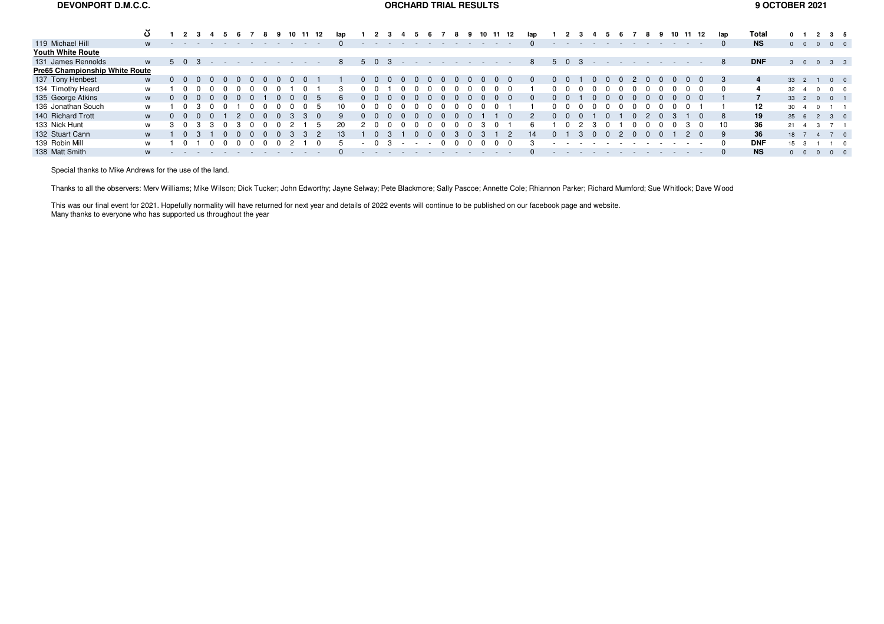DEVONPORT D.M.C.C. ORCHARD TRIAL RESULTS 9 OCTOBER 2021

| | Č | 1 | 2 | 3 | 4 | 5 | 6 | 7 | 8 | 9 | 10 | 11 | 12 | lap | 1 | 2 | 3 | 4 | 5 | 6 | 7 | 8 | 9 | 10 | 11 | 12 | lap | 1 | 2 | 3 | 4 | 5 | 6 | 7 | 8 | 9 | 10 | 11 | 12 | lap | Total | 0 | 1 | 2 | 3 | 5 |
|---|---|---|---|---|---|---|---|---|---|---|---|---|---|---|---|---|---|---|---|---|---|---|---|---|---|---|---|---|---|---|---|---|---|---|---|---|---|---|---|---|---|---|---|---|---|---|
| 119 Michael Hill | w | - | - | - | - | - | - | - | - | - | - | - | - | 0 | - | - | - | - | - | - | - | - | - | - | - | - | 0 | - | - | - | - | - | - | - | - | - | - | - | - | 0 | **NS** | 0 | 0 | 0 | 0 | 0 |
| **Youth White Route** | | | | | | | | | | | | | | | | | | | | | | | | | | | | | | | | | | | | | | | | | | | | | | |
| 131 James Rennolds | w | 5 | 0 | 3 | - | - | - | - | - | - | - | - | - | 8 | 5 | 0 | 3 | - | - | - | - | - | - | - | - | - | 8 | 5 | 0 | 3 | - | - | - | - | - | - | - | - | - | 8 | **DNF** | 3 | 0 | 0 | 3 | 3 |
| **Pre65 Championship White Route** | | | | | | | | | | | | | | | | | | | | | | | | | | | | | | | | | | | | | | | | | | | | | | |
| 137 Tony Henbest | w | 0 | 0 | 0 | 0 | 0 | 0 | 0 | 0 | 0 | 0 | 0 | 1 | 1 | 0 | 0 | 0 | 0 | 0 | 0 | 0 | 0 | 0 | 0 | 0 | 0 | 0 | 0 | 0 | 1 | 0 | 0 | 0 | 2 | 0 | 0 | 0 | 0 | 0 | 3 | **4** | 33 | 2 | 1 | 0 | 0 |
| 134 Timothy Heard | w | 1 | 0 | 0 | 0 | 0 | 0 | 0 | 0 | 0 | 1 | 0 | 1 | 3 | 0 | 0 | 1 | 0 | 0 | 0 | 0 | 0 | 0 | 0 | 0 | 0 | 1 | 0 | 0 | 0 | 0 | 0 | 0 | 0 | 0 | 0 | 0 | 0 | 0 | 0 | **4** | 32 | 4 | 0 | 0 | 0 |
| 135 George Atkins | w | 0 | 0 | 0 | 0 | 0 | 0 | 0 | 1 | 0 | 0 | 0 | 5 | 6 | 0 | 0 | 0 | 0 | 0 | 0 | 0 | 0 | 0 | 0 | 0 | 0 | 0 | 0 | 0 | 1 | 0 | 0 | 0 | 0 | 0 | 0 | 0 | 0 | 0 | 1 | **7** | 33 | 2 | 0 | 0 | 1 |
| 136 Jonathan Souch | w | 1 | 0 | 3 | 0 | 0 | 1 | 0 | 0 | 0 | 0 | 0 | 5 | 10 | 0 | 0 | 0 | 0 | 0 | 0 | 0 | 0 | 0 | 0 | 0 | 1 | 1 | 0 | 0 | 0 | 0 | 0 | 0 | 0 | 0 | 0 | 0 | 0 | 1 | 1 | **12** | 30 | 4 | 0 | 1 | 1 |
| 140 Richard Trott | w | 0 | 0 | 0 | 0 | 1 | 2 | 0 | 0 | 0 | 3 | 3 | 0 | 9 | 0 | 0 | 0 | 0 | 0 | 0 | 0 | 0 | 0 | 1 | 1 | 0 | 2 | 0 | 0 | 0 | 1 | 0 | 1 | 0 | 2 | 0 | 3 | 1 | 0 | 8 | **19** | 25 | 6 | 2 | 3 | 0 |
| 133 Nick Hunt | w | 3 | 0 | 3 | 3 | 0 | 3 | 0 | 0 | 0 | 2 | 1 | 5 | 20 | 2 | 0 | 0 | 0 | 0 | 0 | 0 | 0 | 0 | 3 | 0 | 1 | 6 | 1 | 0 | 2 | 3 | 0 | 1 | 0 | 0 | 0 | 0 | 3 | 0 | 10 | **36** | 21 | 4 | 3 | 7 | 1 |
| 132 Stuart Cann | w | 1 | 0 | 3 | 1 | 0 | 0 | 0 | 0 | 0 | 3 | 3 | 2 | 13 | 1 | 0 | 3 | 1 | 0 | 0 | 0 | 3 | 0 | 3 | 1 | 2 | 14 | 0 | 1 | 3 | 0 | 0 | 2 | 0 | 0 | 0 | 1 | 2 | 0 | 9 | **36** | 18 | 7 | 4 | 7 | 0 |
| 139 Robin Mill | w | 1 | 0 | 1 | 0 | 0 | 0 | 0 | 0 | 0 | 2 | 1 | 0 | 5 | - | 0 | 3 | - | - | - | 0 | 0 | 0 | 0 | 0 | 0 | 3 | - | - | - | - | - | - | - | - | - | - | - | - | 0 | **DNF** | 15 | 3 | 1 | 1 | 0 |
| 138 Matt Smith | w | - | - | - | - | - | - | - | - | - | - | - | - | 0 | - | - | - | - | - | - | - | - | - | - | - | - | 0 | - | - | - | - | - | - | - | - | - | - | - | - | 0 | **NS** | 0 | 0 | 0 | 0 | 0 |

Special thanks to Mike Andrews for the use of the land.

Thanks to all the observers: Merv Williams; Mike Wilson; Dick Tucker; John Edworthy; Jayne Selway; Pete Blackmore; Sally Pascoe; Annette Cole; Rhiannon Parker; Richard Mumford; Sue Whitlock; Dave Wood

This was our final event for 2021. Hopefully normality will have returned for next year and details of 2022 events will continue to be published on our facebook page and website.
Many thanks to everyone who has supported us throughout the year